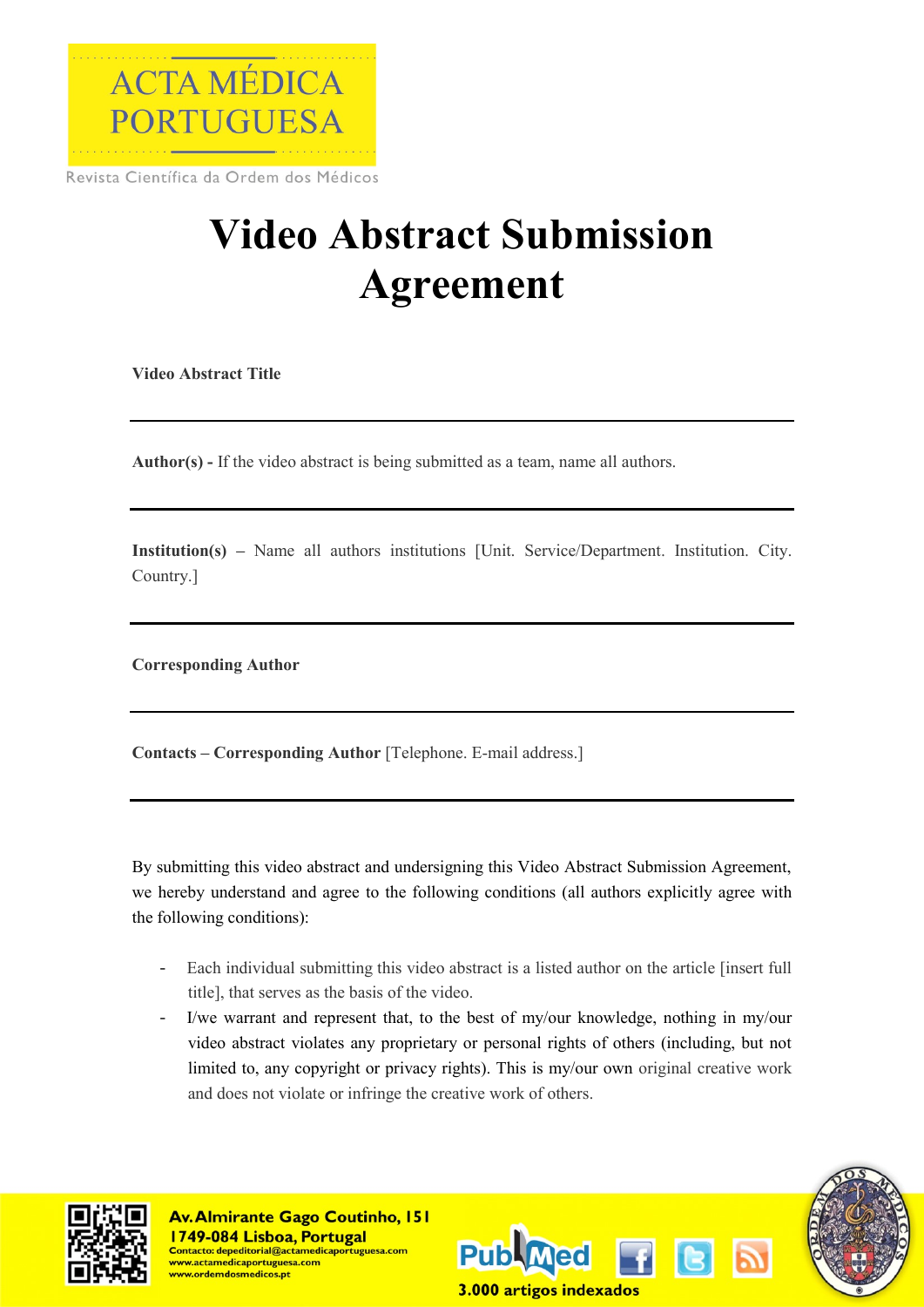ACTA MÉDICA PORTUGUESA

Revista Científica da Ordem dos Médicos

# Video Abstract Submission Agreement

**Video Abstract Title**

---

**Author(s) -** If the video abstract is being submitted as a team, name all authors.

---

**Institution(s)** – Name all authors institutions [Unit. Service/Department. Institution. City. Country.]

---

**Corresponding Author**

---

**Contacts – Corresponding Author** [Telephone. E-mail address.]

---

By submitting this video abstract and undersigning this Video Abstract Submission Agreement, we hereby understand and agree to the following conditions (all authors explicitly agree with the following conditions):

- Each individual submitting this video abstract is a listed author on the article [insert full title], that serves as the basis of the video.
- I/we warrant and represent that, to the best of my/our knowledge, nothing in my/our video abstract violates any proprietary or personal rights of others (including, but not limited to, any copyright or privacy rights). This is my/our own original creative work and does not violate or infringe the creative work of others.

Av. Almirante Gago Coutinho, 151
1749-084 Lisboa, Portugal
Contacto: depeditorial@actamedicaportuguesa.com
www.actamedicaportuguesa.com
www.ordemdosmedicos.pt

3.000 artigos indexados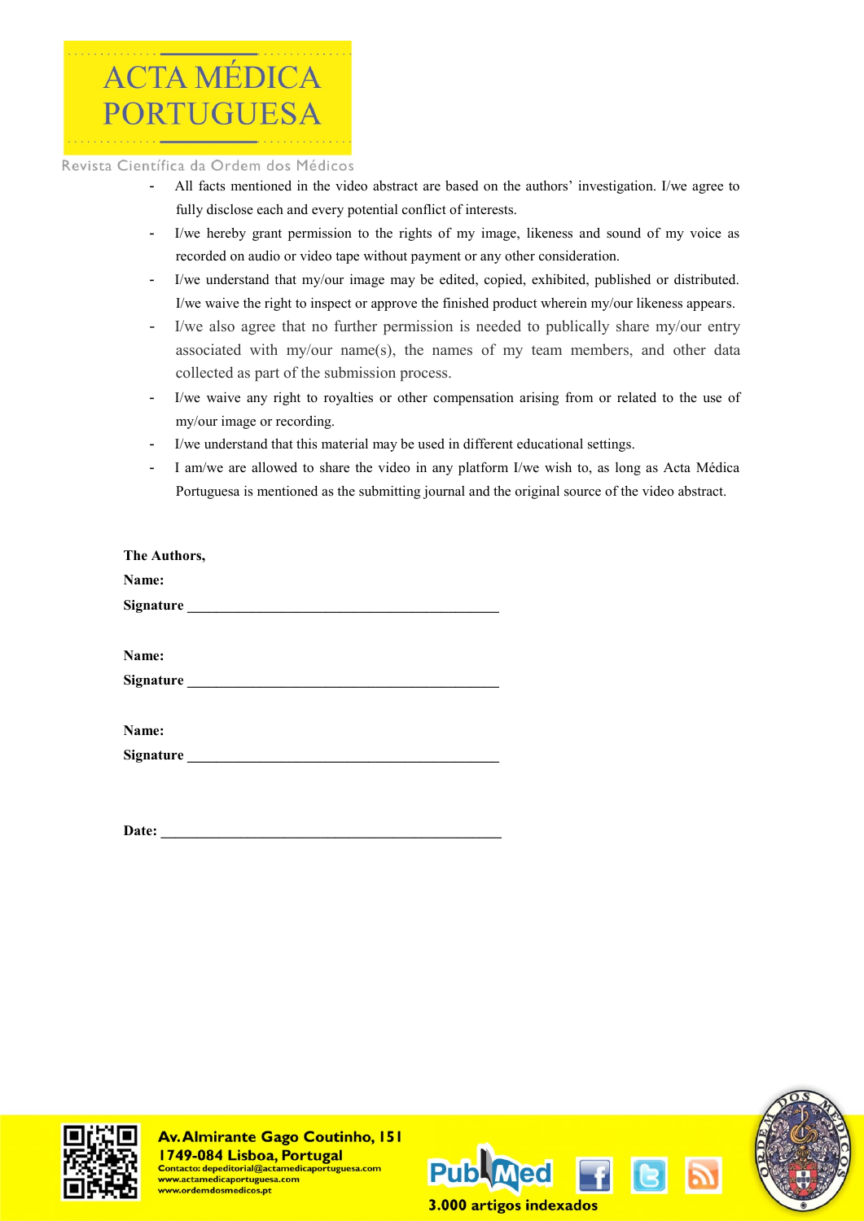- All facts mentioned in the video abstract are based on the authors' investigation. I/we agree to fully disclose each and every potential conflict of interests.
- I/we hereby grant permission to the rights of my image, likeness and sound of my voice as recorded on audio or video tape without payment or any other consideration.
- I/we understand that my/our image may be edited, copied, exhibited, published or distributed. I/we waive the right to inspect or approve the finished product wherein my/our likeness appears.
- I/we also agree that no further permission is needed to publically share my/our entry associated with my/our name(s), the names of my team members, and other data collected as part of the submission process.
- I/we waive any right to royalties or other compensation arising from or related to the use of my/our image or recording.
- I/we understand that this material may be used in different educational settings.
- I am/we are allowed to share the video in any platform I/we wish to, as long as Acta Médica Portuguesa is mentioned as the submitting journal and the original source of the video abstract.

**The Authors,**

**Name:**

**Signature** ____________________________________________

**Name:**

**Signature** ____________________________________________

**Name:**

**Signature** ____________________________________________

**Date:** ________________________________________________